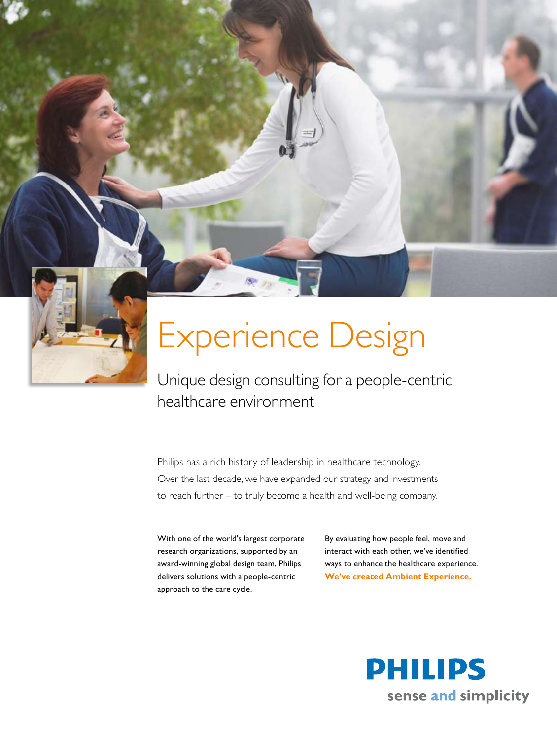# Experience Design

## Unique design consulting for a people-centric healthcare environment

Philips has a rich history of leadership in healthcare technology. Over the last decade, we have expanded our strategy and investments to reach further – to truly become a health and well-being company.

With one of the world's largest corporate research organizations, supported by an award-winning global design team, Philips delivers solutions with a people-centric approach to the care cycle.

By evaluating how people feel, move and interact with each other, we've identified ways to enhance the healthcare experience. **We've created Ambient Experience.**

PHILIPS

sense and simplicity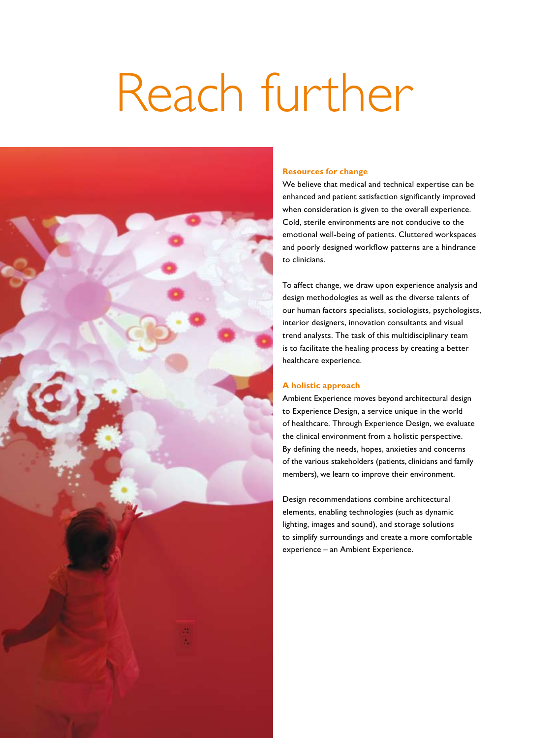# Reach further

### Resources for change

We believe that medical and technical expertise can be enhanced and patient satisfaction significantly improved when consideration is given to the overall experience. Cold, sterile environments are not conducive to the emotional well-being of patients. Cluttered workspaces and poorly designed workflow patterns are a hindrance to clinicians.

To affect change, we draw upon experience analysis and design methodologies as well as the diverse talents of our human factors specialists, sociologists, psychologists, interior designers, innovation consultants and visual trend analysts. The task of this multidisciplinary team is to facilitate the healing process by creating a better healthcare experience.

### A holistic approach

Ambient Experience moves beyond architectural design to Experience Design, a service unique in the world of healthcare. Through Experience Design, we evaluate the clinical environment from a holistic perspective. By defining the needs, hopes, anxieties and concerns of the various stakeholders (patients, clinicians and family members), we learn to improve their environment.

Design recommendations combine architectural elements, enabling technologies (such as dynamic lighting, images and sound), and storage solutions to simplify surroundings and create a more comfortable experience – an Ambient Experience.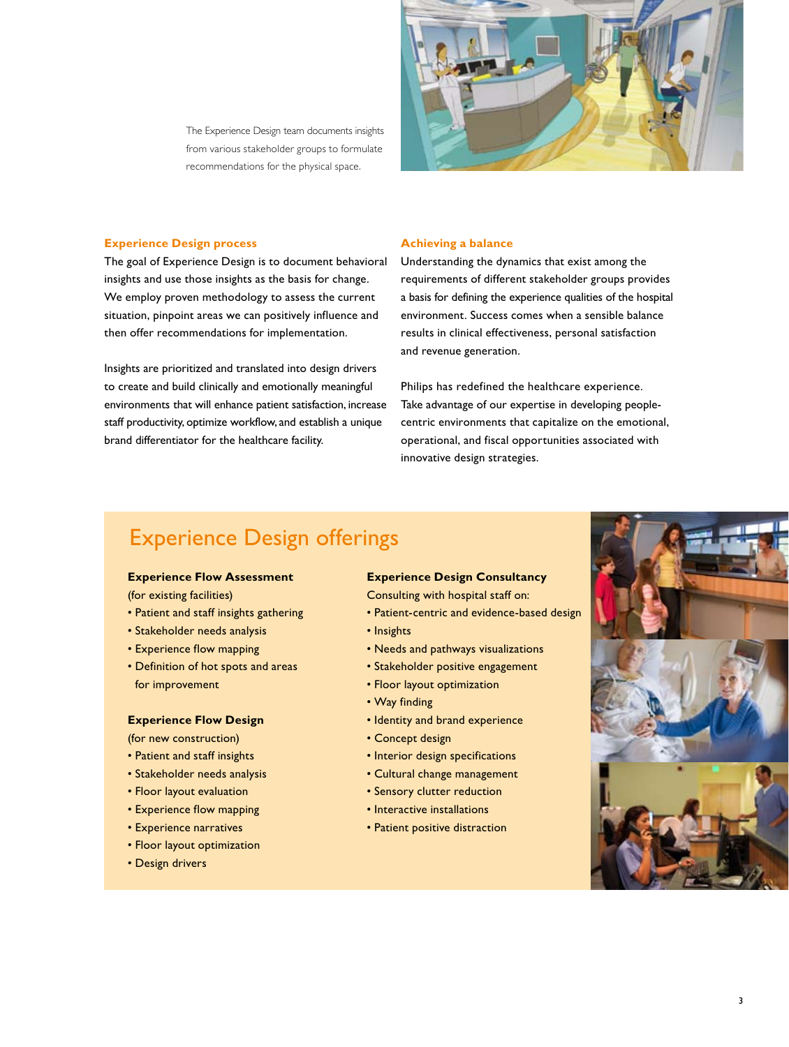The Experience Design team documents insights from various stakeholder groups to formulate recommendations for the physical space.

### Experience Design process

The goal of Experience Design is to document behavioral insights and use those insights as the basis for change. We employ proven methodology to assess the current situation, pinpoint areas we can positively influence and then offer recommendations for implementation.

Insights are prioritized and translated into design drivers to create and build clinically and emotionally meaningful environments that will enhance patient satisfaction, increase staff productivity, optimize workflow, and establish a unique brand differentiator for the healthcare facility.

### Achieving a balance

Understanding the dynamics that exist among the requirements of different stakeholder groups provides a basis for defining the experience qualities of the hospital environment. Success comes when a sensible balance results in clinical effectiveness, personal satisfaction and revenue generation.

Philips has redefined the healthcare experience. Take advantage of our expertise in developing people-centric environments that capitalize on the emotional, operational, and fiscal opportunities associated with innovative design strategies.

## Experience Design offerings

**Experience Flow Assessment**
(for existing facilities)

- Patient and staff insights gathering
- Stakeholder needs analysis
- Experience flow mapping
- Definition of hot spots and areas for improvement

**Experience Flow Design**
(for new construction)

- Patient and staff insights
- Stakeholder needs analysis
- Floor layout evaluation
- Experience flow mapping
- Experience narratives
- Floor layout optimization
- Design drivers

**Experience Design Consultancy**
Consulting with hospital staff on:

- Patient-centric and evidence-based design
- Insights
- Needs and pathways visualizations
- Stakeholder positive engagement
- Floor layout optimization
- Way finding
- Identity and brand experience
- Concept design
- Interior design specifications
- Cultural change management
- Sensory clutter reduction
- Interactive installations
- Patient positive distraction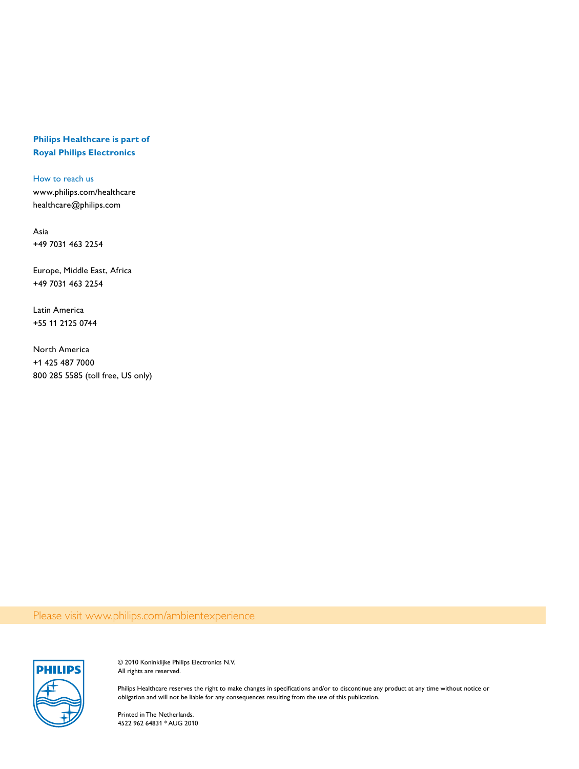**Philips Healthcare is part of Royal Philips Electronics**

How to reach us
www.philips.com/healthcare
healthcare@philips.com

Asia
+49 7031 463 2254

Europe, Middle East, Africa
+49 7031 463 2254

Latin America
+55 11 2125 0744

North America
+1 425 487 7000
800 285 5585 (toll free, US only)

Please visit www.philips.com/ambientexperience

PHILIPS

© 2010 Koninklijke Philips Electronics N.V.
All rights are reserved.

Philips Healthcare reserves the right to make changes in specifications and/or to discontinue any product at any time without notice or obligation and will not be liable for any consequences resulting from the use of this publication.

Printed in The Netherlands.
4522 962 64831 * AUG 2010